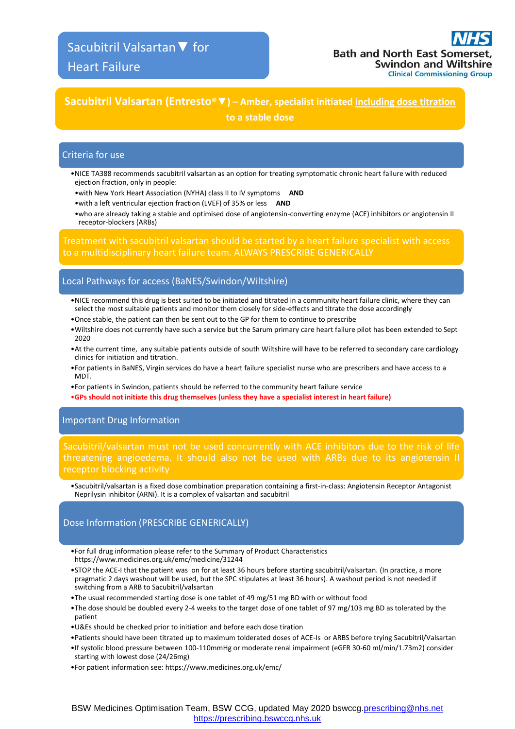# Sacubitril Valsartan▼ for Heart Failure

Bath and North East Somerset, Swindon and Wiltshire Clinical Commissioning Group

**Sacubitril Valsartan (Entresto®▼) – Amber, specialist initiated <u>including dose titration</u> to a stable dose**

## Criteria for use

- NICE TA388 recommends sacubitril valsartan as an option for treating symptomatic chronic heart failure with reduced ejection fraction, only in people:
- with New York Heart Association (NYHA) class II to IV symptoms **AND**
- with a left ventricular ejection fraction (LVEF) of 35% or less **AND**
- who are already taking a stable and optimised dose of angiotensin-converting enzyme (ACE) inhibitors or angiotensin II receptor-blockers (ARBs)

Treatment with sacubitril valsartan should be started by a heart failure specialist with access to a multidisciplinary heart failure team. ALWAYS PRESCRIBE GENERICALLY

## Local Pathways for access (BaNES/Swindon/Wiltshire)

- NICE recommend this drug is best suited to be initiated and titrated in a community heart failure clinic, where they can select the most suitable patients and monitor them closely for side-effects and titrate the dose accordingly
- Once stable, the patient can then be sent out to the GP for them to continue to prescribe
- Wiltshire does not currently have such a service but the Sarum primary care heart failure pilot has been extended to Sept 2020
- At the current time, any suitable patients outside of south Wiltshire will have to be referred to secondary care cardiology clinics for initiation and titration.
- For patients in BaNES, Virgin services do have a heart failure specialist nurse who are prescribers and have access to a MDT.
- For patients in Swindon, patients should be referred to the community heart failure service
- **GPs should not initiate this drug themselves (unless they have a specialist interest in heart failure)**

## Important Drug Information

Sacubitril/valsartan must not be used concurrently with ACE inhibitors due to the risk of life threatening angioedema. It should also not be used with ARBs due to its angiotensin II receptor blocking activity

- Sacubitril/valsartan is a fixed dose combination preparation containing a first-in-class: Angiotensin Receptor Antagonist Neprilysin inhibitor (ARNi). It is a complex of valsartan and sacubitril

## Dose Information (PRESCRIBE GENERICALLY)

- For full drug information please refer to the Summary of Product Characteristics https://www.medicines.org.uk/emc/medicine/31244
- STOP the ACE-I that the patient was on for at least 36 hours before starting sacubitril/valsartan. (In practice, a more pragmatic 2 days washout will be used, but the SPC stipulates at least 36 hours). A washout period is not needed if switching from a ARB to Sacubitril/valsartan
- The usual recommended starting dose is one tablet of 49 mg/51 mg BD with or without food
- The dose should be doubled every 2-4 weeks to the target dose of one tablet of 97 mg/103 mg BD as tolerated by the patient
- U&Es should be checked prior to initiation and before each dose tiration
- Patients should have been titrated up to maximum tolderated doses of ACE-Is or ARBS before trying Sacubitril/Valsartan
- If systolic blood pressure between 100-110mmHg or moderate renal impairment (eGFR 30-60 ml/min/1.73m2) consider starting with lowest dose (24/26mg)
- For patient information see: https://www.medicines.org.uk/emc/

BSW Medicines Optimisation Team, BSW CCG, updated May 2020 bswccg.prescribing@nhs.net https://prescribing.bswccg.nhs.uk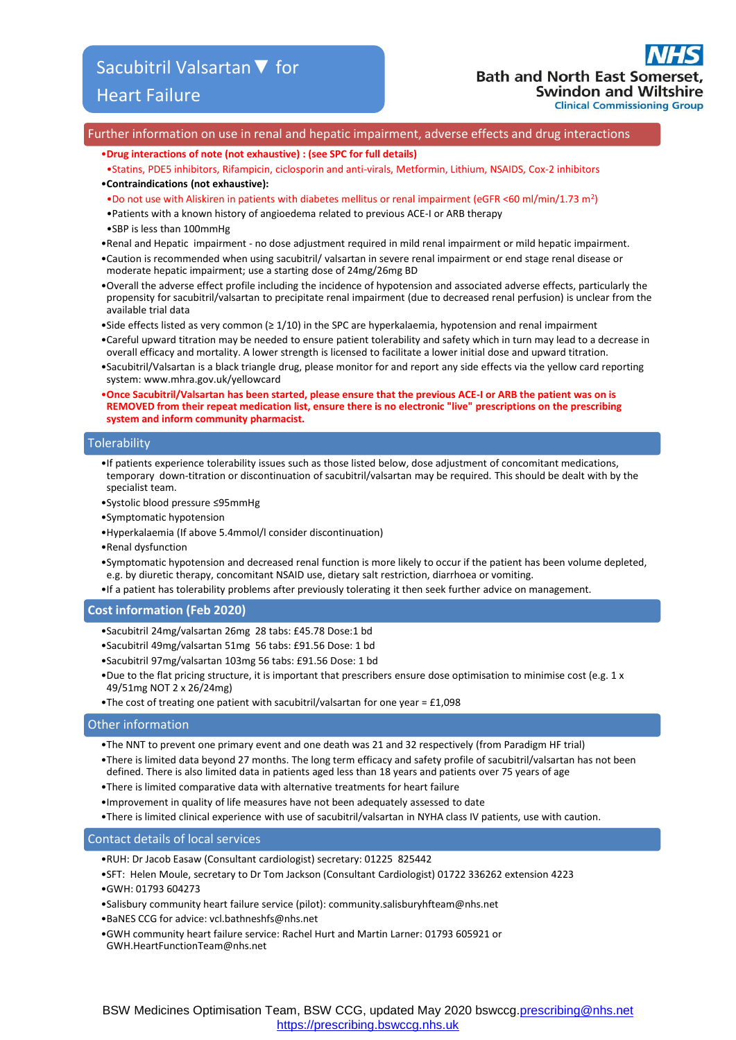# Sacubitril Valsartan▼ for Heart Failure

**NHS Bath and North East Somerset, Swindon and Wiltshire Clinical Commissioning Group**

## Further information on use in renal and hepatic impairment, adverse effects and drug interactions

- **Drug interactions of note (not exhaustive) : (see SPC for full details)**
    - Statins, PDE5 inhibitors, Rifampicin, ciclosporin and anti-virals, Metformin, Lithium, NSAIDS, Cox-2 inhibitors
- **Contraindications (not exhaustive):**
    - Do not use with Aliskiren in patients with diabetes mellitus or renal impairment (eGFR <60 ml/min/1.73 m$^2$)
    - Patients with a known history of angioedema related to previous ACE-I or ARB therapy
    - SBP is less than 100mmHg
- Renal and Hepatic impairment - no dose adjustment required in mild renal impairment or mild hepatic impairment.
- Caution is recommended when using sacubitril/ valsartan in severe renal impairment or end stage renal disease or moderate hepatic impairment; use a starting dose of 24mg/26mg BD
- Overall the adverse effect profile including the incidence of hypotension and associated adverse effects, particularly the propensity for sacubitril/valsartan to precipitate renal impairment (due to decreased renal perfusion) is unclear from the available trial data
- Side effects listed as very common (≥ 1/10) in the SPC are hyperkalaemia, hypotension and renal impairment
- Careful upward titration may be needed to ensure patient tolerability and safety which in turn may lead to a decrease in overall efficacy and mortality. A lower strength is licensed to facilitate a lower initial dose and upward titration.
- Sacubitril/Valsartan is a black triangle drug, please monitor for and report any side effects via the yellow card reporting system: www.mhra.gov.uk/yellowcard
- **Once Sacubitril/Valsartan has been started, please ensure that the previous ACE-I or ARB the patient was on is REMOVED from their repeat medication list, ensure there is no electronic "live" prescriptions on the prescribing system and inform community pharmacist.**

## Tolerability

- If patients experience tolerability issues such as those listed below, dose adjustment of concomitant medications, temporary down-titration or discontinuation of sacubitril/valsartan may be required. This should be dealt with by the specialist team.
- Systolic blood pressure ≤95mmHg
- Symptomatic hypotension
- Hyperkalaemia (If above 5.4mmol/l consider discontinuation)
- Renal dysfunction
- Symptomatic hypotension and decreased renal function is more likely to occur if the patient has been volume depleted, e.g. by diuretic therapy, concomitant NSAID use, dietary salt restriction, diarrhoea or vomiting.
- If a patient has tolerability problems after previously tolerating it then seek further advice on management.

## Cost information (Feb 2020)

- Sacubitril 24mg/valsartan 26mg 28 tabs: £45.78 Dose:1 bd
- Sacubitril 49mg/valsartan 51mg 56 tabs: £91.56 Dose: 1 bd
- Sacubitril 97mg/valsartan 103mg 56 tabs: £91.56 Dose: 1 bd
- Due to the flat pricing structure, it is important that prescribers ensure dose optimisation to minimise cost (e.g. 1 x 49/51mg NOT 2 x 26/24mg)
- The cost of treating one patient with sacubitril/valsartan for one year = £1,098

## Other information

- The NNT to prevent one primary event and one death was 21 and 32 respectively (from Paradigm HF trial)
- There is limited data beyond 27 months. The long term efficacy and safety profile of sacubitril/valsartan has not been defined. There is also limited data in patients aged less than 18 years and patients over 75 years of age
- There is limited comparative data with alternative treatments for heart failure
- Improvement in quality of life measures have not been adequately assessed to date
- There is limited clinical experience with use of sacubitril/valsartan in NYHA class IV patients, use with caution.

## Contact details of local services

- RUH: Dr Jacob Easaw (Consultant cardiologist) secretary: 01225 825442
- SFT: Helen Moule, secretary to Dr Tom Jackson (Consultant Cardiologist) 01722 336262 extension 4223
- GWH: 01793 604273
- Salisbury community heart failure service (pilot): community.salisburyhfteam@nhs.net
- BaNES CCG for advice: vcl.bathneshfs@nhs.net
- GWH community heart failure service: Rachel Hurt and Martin Larner: 01793 605921 or GWH.HeartFunctionTeam@nhs.net

BSW Medicines Optimisation Team, BSW CCG, updated May 2020 bswccg.prescribing@nhs.net https://prescribing.bswccg.nhs.uk